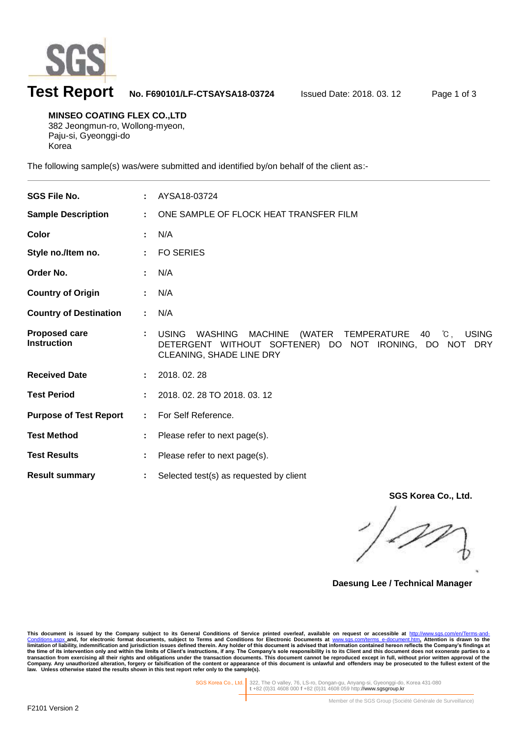# Test Report

**No. F690101/LF-CTSAYSA18-03724** Issued Date: 2018. 03. 12

**MINSEO COATING FLEX CO.,LTD**
382 Jeongmun-ro, Wollong-myeon,
Paju-si, Gyeonggi-do
Korea

The following sample(s) was/were submitted and identified by/on behalf of the client as:-

| | | |
|---|---|---|
| **SGS File No.** | : | AYSA18-03724 |
| **Sample Description** | : | ONE SAMPLE OF FLOCK HEAT TRANSFER FILM |
| **Color** | : | N/A |
| **Style no./Item no.** | : | FO SERIES |
| **Order No.** | : | N/A |
| **Country of Origin** | : | N/A |
| **Country of Destination** | : | N/A |
| **Proposed care Instruction** | : | USING WASHING MACHINE (WATER TEMPERATURE 40 ℃, USING DETERGENT WITHOUT SOFTENER) DO NOT IRONING, DO NOT DRY CLEANING, SHADE LINE DRY |
| **Received Date** | : | 2018. 02. 28 |
| **Test Period** | : | 2018. 02. 28 TO 2018. 03. 12 |
| **Purpose of Test Report** | : | For Self Reference. |
| **Test Method** | : | Please refer to next page(s). |
| **Test Results** | : | Please refer to next page(s). |
| **Result summary** | : | Selected test(s) as requested by client |

**SGS Korea Co., Ltd.**

**Daesung Lee / Technical Manager**

**This document is issued by the Company subject to its General Conditions of Service printed overleaf, available on request or accessible at http://www.sgs.com/en/Terms-and-Conditions.aspx and, for electronic format documents, subject to Terms and Conditions for Electronic Documents at www.sgs.com/terms_e-document.htm. Attention is drawn to the limitation of liability, indemnification and jurisdiction issues defined therein. Any holder of this document is advised that information contained hereon reflects the Company's findings at the time of its intervention only and within the limits of Client's instructions, if any. The Company's sole responsibility is to its Client and this document does not exonerate parties to a transaction from exercising all their rights and obligations under the transaction documents. This document cannot be reproduced except in full, without prior written approval of the Company. Any unauthorized alteration, forgery or falsification of the content or appearance of this document is unlawful and offenders may be prosecuted to the fullest extent of the law. Unless otherwise stated the results shown in this test report refer only to the sample(s).**

SGS Korea Co., Ltd. | 322, The O valley, 76, LS-ro, Dongan-gu, Anyang-si, Gyeonggi-do, Korea 431-080
t +82 (0)31 4608 000 f +82 (0)31 4608 059 http://www.sgsgroup.kr

Member of the SGS Group (Société Générale de Surveillance)

F2101 Version 2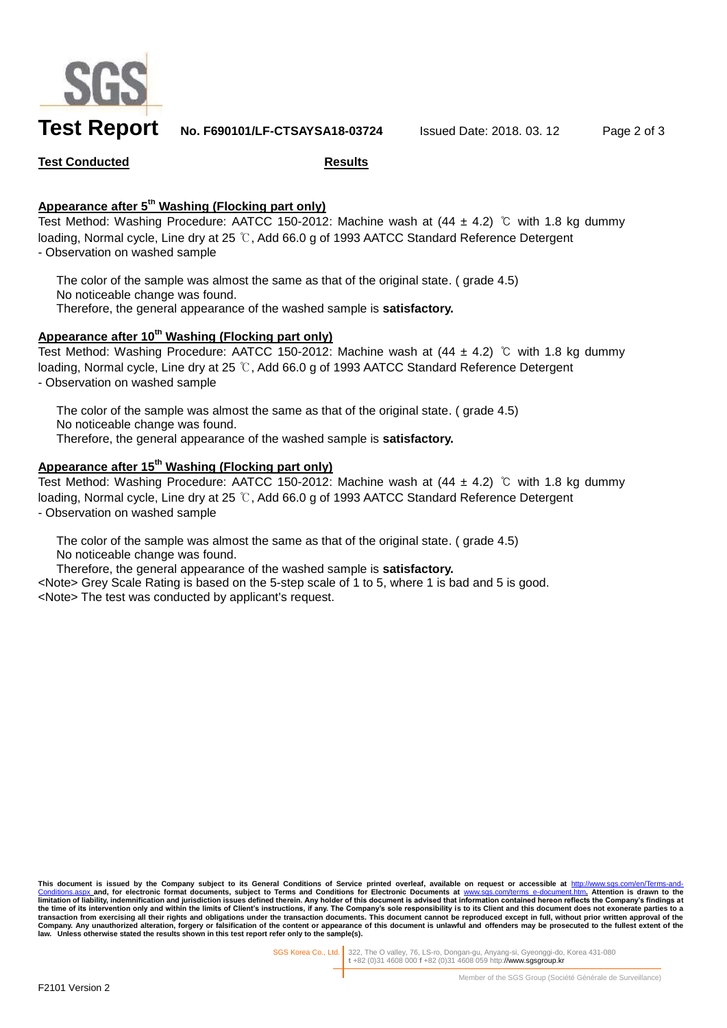**Test Conducted** | **Results**

## Appearance after 5th Washing (Flocking part only)

Test Method: Washing Procedure: AATCC 150-2012: Machine wash at (44 ± 4.2) ℃ with 1.8 kg dummy loading, Normal cycle, Line dry at 25 ℃, Add 66.0 g of 1993 AATCC Standard Reference Detergent

- Observation on washed sample

The color of the sample was almost the same as that of the original state. ( grade 4.5)
No noticeable change was found.
Therefore, the general appearance of the washed sample is **satisfactory.**

## Appearance after 10th Washing (Flocking part only)

Test Method: Washing Procedure: AATCC 150-2012: Machine wash at (44 ± 4.2) ℃ with 1.8 kg dummy loading, Normal cycle, Line dry at 25 ℃, Add 66.0 g of 1993 AATCC Standard Reference Detergent

- Observation on washed sample

The color of the sample was almost the same as that of the original state. ( grade 4.5)
No noticeable change was found.
Therefore, the general appearance of the washed sample is **satisfactory.**

## Appearance after 15th Washing (Flocking part only)

Test Method: Washing Procedure: AATCC 150-2012: Machine wash at (44 ± 4.2) ℃ with 1.8 kg dummy loading, Normal cycle, Line dry at 25 ℃, Add 66.0 g of 1993 AATCC Standard Reference Detergent

- Observation on washed sample

The color of the sample was almost the same as that of the original state. ( grade 4.5)
No noticeable change was found.
Therefore, the general appearance of the washed sample is **satisfactory.**

<Note> Grey Scale Rating is based on the 5-step scale of 1 to 5, where 1 is bad and 5 is good.
<Note> The test was conducted by applicant's request.

**This document is issued by the Company subject to its General Conditions of Service printed overleaf, available on request or accessible at http://www.sgs.com/en/Terms-and-Conditions.aspx and, for electronic format documents, subject to Terms and Conditions for Electronic Documents at www.sgs.com/terms_e-document.htm. Attention is drawn to the limitation of liability, indemnification and jurisdiction issues defined therein. Any holder of this document is advised that information contained hereon reflects the Company's findings at the time of its intervention only and within the limits of Client's instructions, if any. The Company's sole responsibility is to its Client and this document does not exonerate parties to a transaction from exercising all their rights and obligations under the transaction documents. This document cannot be reproduced except in full, without prior written approval of the Company. Any unauthorized alteration, forgery or falsification of the content or appearance of this document is unlawful and offenders may be prosecuted to the fullest extent of the law. Unless otherwise stated the results shown in this test report refer only to the sample(s).**

SGS Korea Co., Ltd. | 322, The O valley, 76, LS-ro, Dongan-gu, Anyang-si, Gyeonggi-do, Korea 431-080
t +82 (0)31 4608 000 f +82 (0)31 4608 059 http://www.sgsgroup.kr

Member of the SGS Group (Société Générale de Surveillance)

F2101 Version 2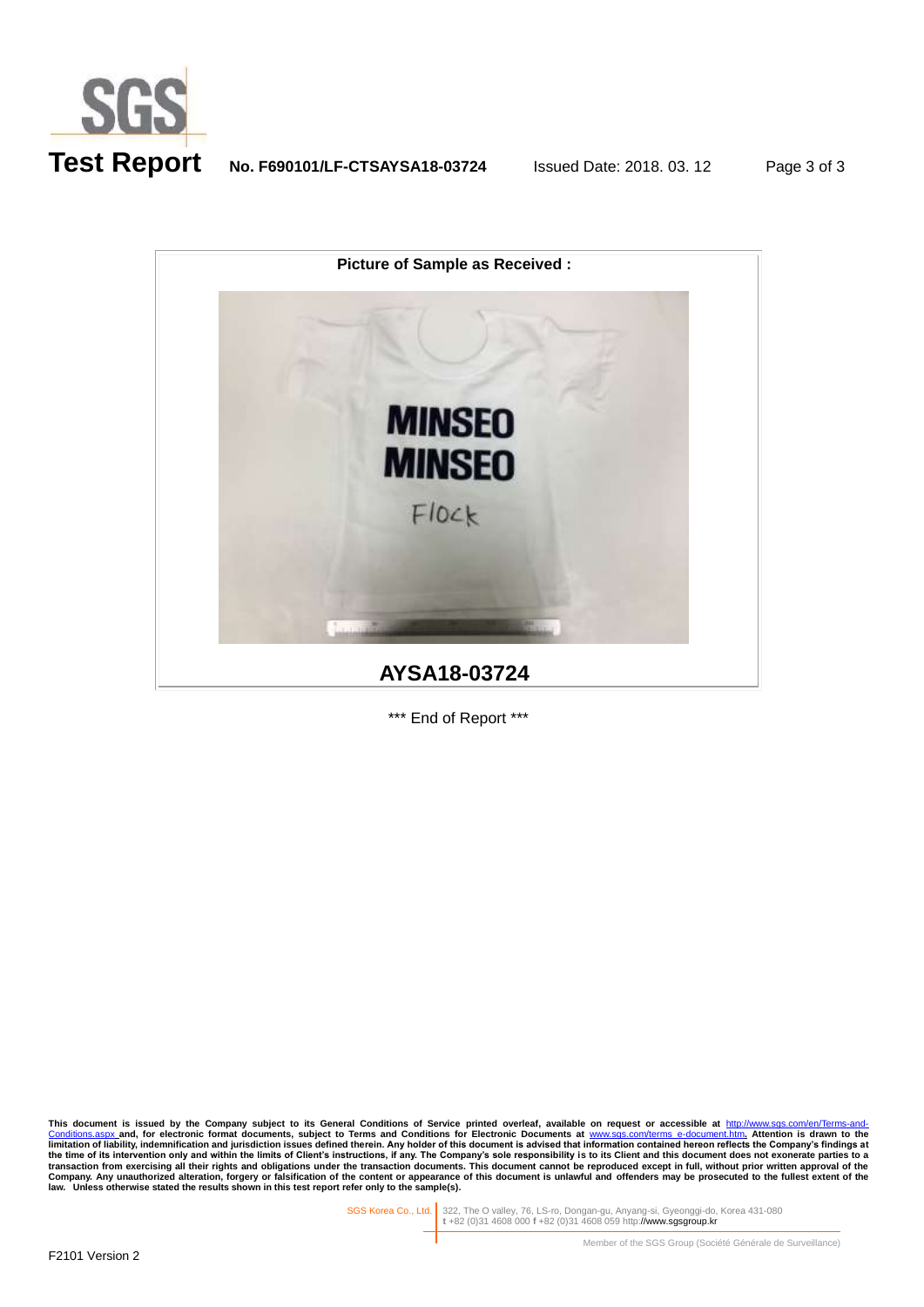**Picture of Sample as Received :**

**AYSA18-03724**

*** End of Report ***

This document is issued by the Company subject to its General Conditions of Service printed overleaf, available on request or accessible at http://www.sgs.com/en/Terms-and-Conditions.aspx and, for electronic format documents, subject to Terms and Conditions for Electronic Documents at www.sgs.com/terms_e-document.htm. Attention is drawn to the limitation of liability, indemnification and jurisdiction issues defined therein. Any holder of this document is advised that information contained hereon reflects the Company's findings at the time of its intervention only and within the limits of Client's instructions, if any. The Company's sole responsibility is to its Client and this document does not exonerate parties to a transaction from exercising all their rights and obligations under the transaction documents. This document cannot be reproduced except in full, without prior written approval of the Company. Any unauthorized alteration, forgery or falsification of the content or appearance of this document is unlawful and offenders may be prosecuted to the fullest extent of the law. Unless otherwise stated the results shown in this test report refer only to the sample(s).

SGS Korea Co., Ltd. | 322, The O valley, 76, LS-ro, Dongan-gu, Anyang-si, Gyeonggi-do, Korea 431-080
t +82 (0)31 4608 000 f +82 (0)31 4608 059 http://www.sgsgroup.kr

Member of the SGS Group (Société Générale de Surveillance)

F2101 Version 2